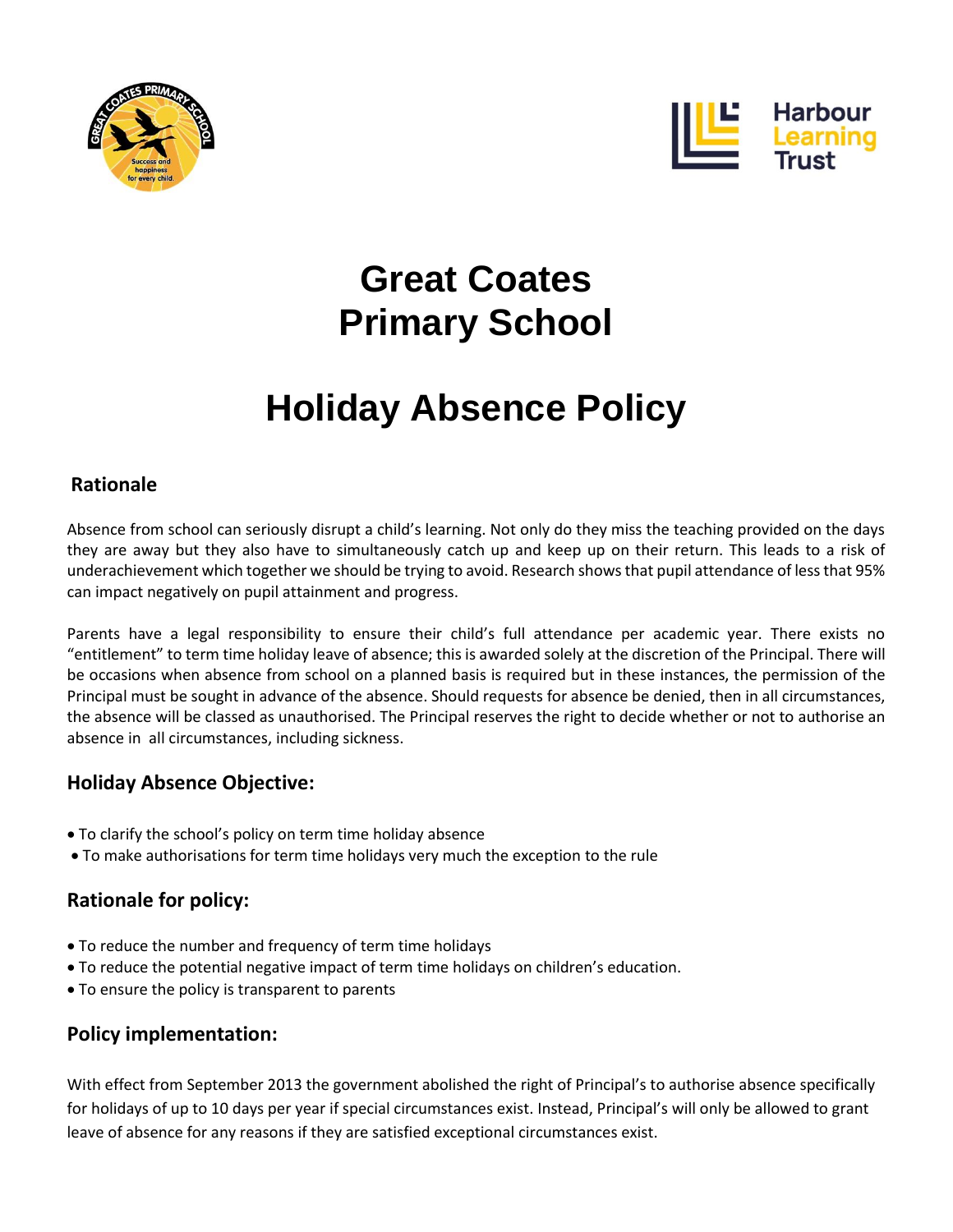# Great Coates Primary School

# Holiday Absence Policy

## Rationale

Absence from school can seriously disrupt a child's learning. Not only do they miss the teaching provided on the days they are away but they also have to simultaneously catch up and keep up on their return. This leads to a risk of underachievement which together we should be trying to avoid. Research shows that pupil attendance of less that 95% can impact negatively on pupil attainment and progress.

Parents have a legal responsibility to ensure their child's full attendance per academic year. There exists no "entitlement" to term time holiday leave of absence; this is awarded solely at the discretion of the Principal. There will be occasions when absence from school on a planned basis is required but in these instances, the permission of the Principal must be sought in advance of the absence. Should requests for absence be denied, then in all circumstances, the absence will be classed as unauthorised. The Principal reserves the right to decide whether or not to authorise an absence in all circumstances, including sickness.

## Holiday Absence Objective:

- To clarify the school's policy on term time holiday absence
- To make authorisations for term time holidays very much the exception to the rule

## Rationale for policy:

- To reduce the number and frequency of term time holidays
- To reduce the potential negative impact of term time holidays on children's education.
- To ensure the policy is transparent to parents

## Policy implementation:

With effect from September 2013 the government abolished the right of Principal's to authorise absence specifically for holidays of up to 10 days per year if special circumstances exist. Instead, Principal's will only be allowed to grant leave of absence for any reasons if they are satisfied exceptional circumstances exist.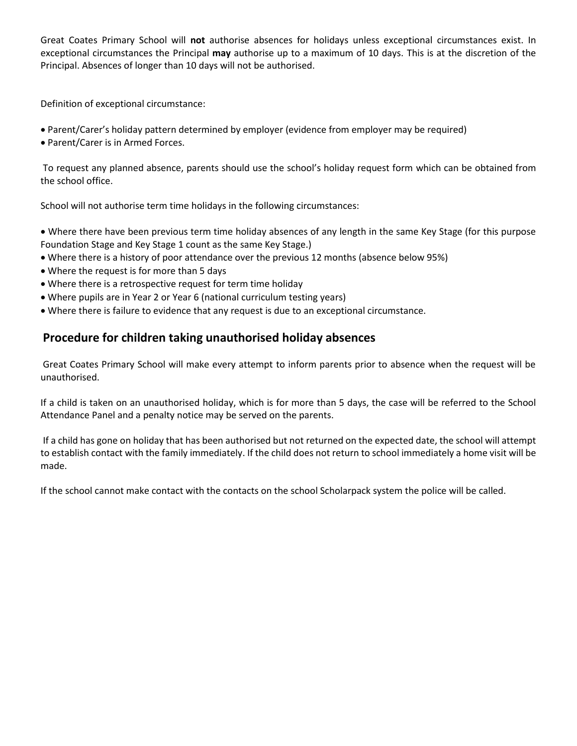Great Coates Primary School will **not** authorise absences for holidays unless exceptional circumstances exist. In exceptional circumstances the Principal **may** authorise up to a maximum of 10 days. This is at the discretion of the Principal. Absences of longer than 10 days will not be authorised.

Definition of exceptional circumstance:

- Parent/Carer's holiday pattern determined by employer (evidence from employer may be required)
- Parent/Carer is in Armed Forces.

To request any planned absence, parents should use the school's holiday request form which can be obtained from the school office.

School will not authorise term time holidays in the following circumstances:

- Where there have been previous term time holiday absences of any length in the same Key Stage (for this purpose Foundation Stage and Key Stage 1 count as the same Key Stage.)
- Where there is a history of poor attendance over the previous 12 months (absence below 95%)
- Where the request is for more than 5 days
- Where there is a retrospective request for term time holiday
- Where pupils are in Year 2 or Year 6 (national curriculum testing years)
- Where there is failure to evidence that any request is due to an exceptional circumstance.

## Procedure for children taking unauthorised holiday absences

Great Coates Primary School will make every attempt to inform parents prior to absence when the request will be unauthorised.

If a child is taken on an unauthorised holiday, which is for more than 5 days, the case will be referred to the School Attendance Panel and a penalty notice may be served on the parents.

If a child has gone on holiday that has been authorised but not returned on the expected date, the school will attempt to establish contact with the family immediately. If the child does not return to school immediately a home visit will be made.

If the school cannot make contact with the contacts on the school Scholarpack system the police will be called.